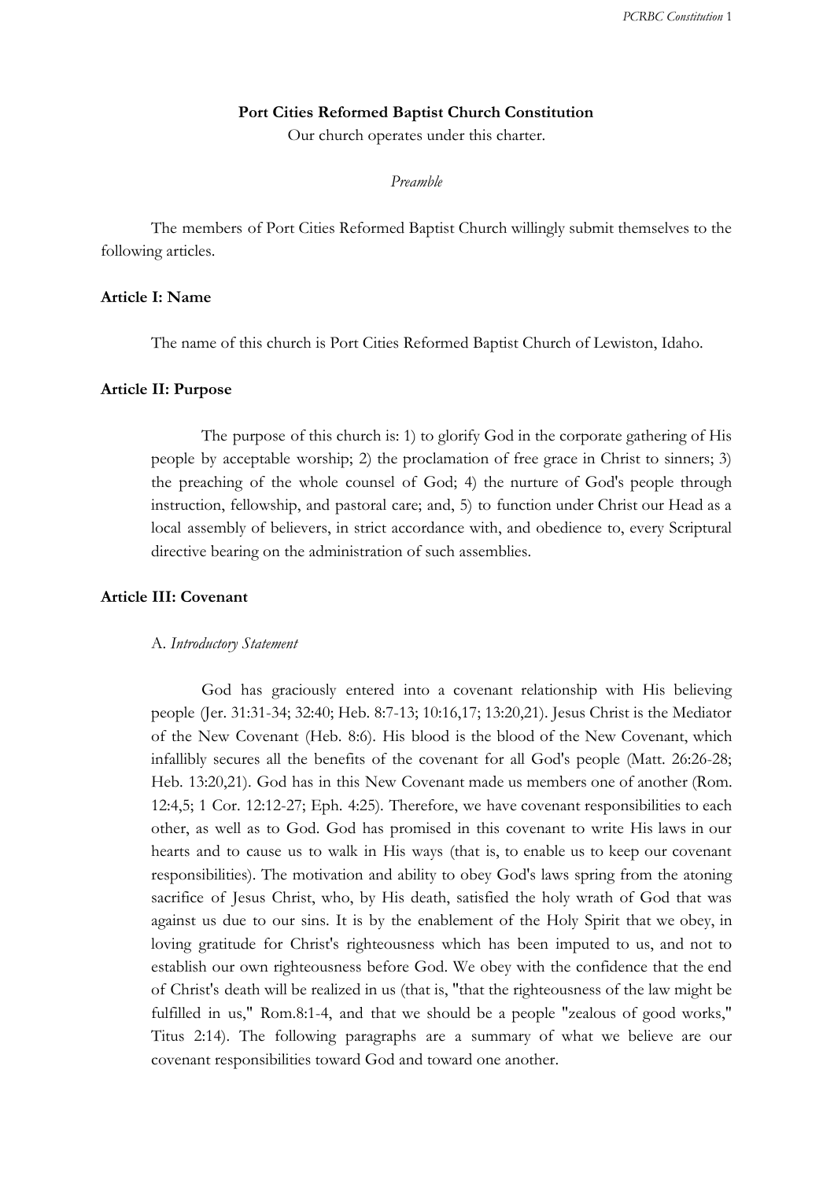**Port Cities Reformed Baptist Church Constitution**

Our church operates under this charter.

*Preamble*

The members of Port Cities Reformed Baptist Church willingly submit themselves to the following articles.

**Article I: Name**

The name of this church is Port Cities Reformed Baptist Church of Lewiston, Idaho.

**Article II: Purpose**

The purpose of this church is: 1) to glorify God in the corporate gathering of His people by acceptable worship; 2) the proclamation of free grace in Christ to sinners; 3) the preaching of the whole counsel of God; 4) the nurture of God's people through instruction, fellowship, and pastoral care; and, 5) to function under Christ our Head as a local assembly of believers, in strict accordance with, and obedience to, every Scriptural directive bearing on the administration of such assemblies.

**Article III: Covenant**

A. *Introductory Statement*

God has graciously entered into a covenant relationship with His believing people (Jer. 31:31-34; 32:40; Heb. 8:7-13; 10:16,17; 13:20,21). Jesus Christ is the Mediator of the New Covenant (Heb. 8:6). His blood is the blood of the New Covenant, which infallibly secures all the benefits of the covenant for all God's people (Matt. 26:26-28; Heb. 13:20,21). God has in this New Covenant made us members one of another (Rom. 12:4,5; 1 Cor. 12:12-27; Eph. 4:25). Therefore, we have covenant responsibilities to each other, as well as to God. God has promised in this covenant to write His laws in our hearts and to cause us to walk in His ways (that is, to enable us to keep our covenant responsibilities). The motivation and ability to obey God's laws spring from the atoning sacrifice of Jesus Christ, who, by His death, satisfied the holy wrath of God that was against us due to our sins. It is by the enablement of the Holy Spirit that we obey, in loving gratitude for Christ's righteousness which has been imputed to us, and not to establish our own righteousness before God. We obey with the confidence that the end of Christ's death will be realized in us (that is, "that the righteousness of the law might be fulfilled in us," Rom.8:1-4, and that we should be a people "zealous of good works," Titus 2:14). The following paragraphs are a summary of what we believe are our covenant responsibilities toward God and toward one another.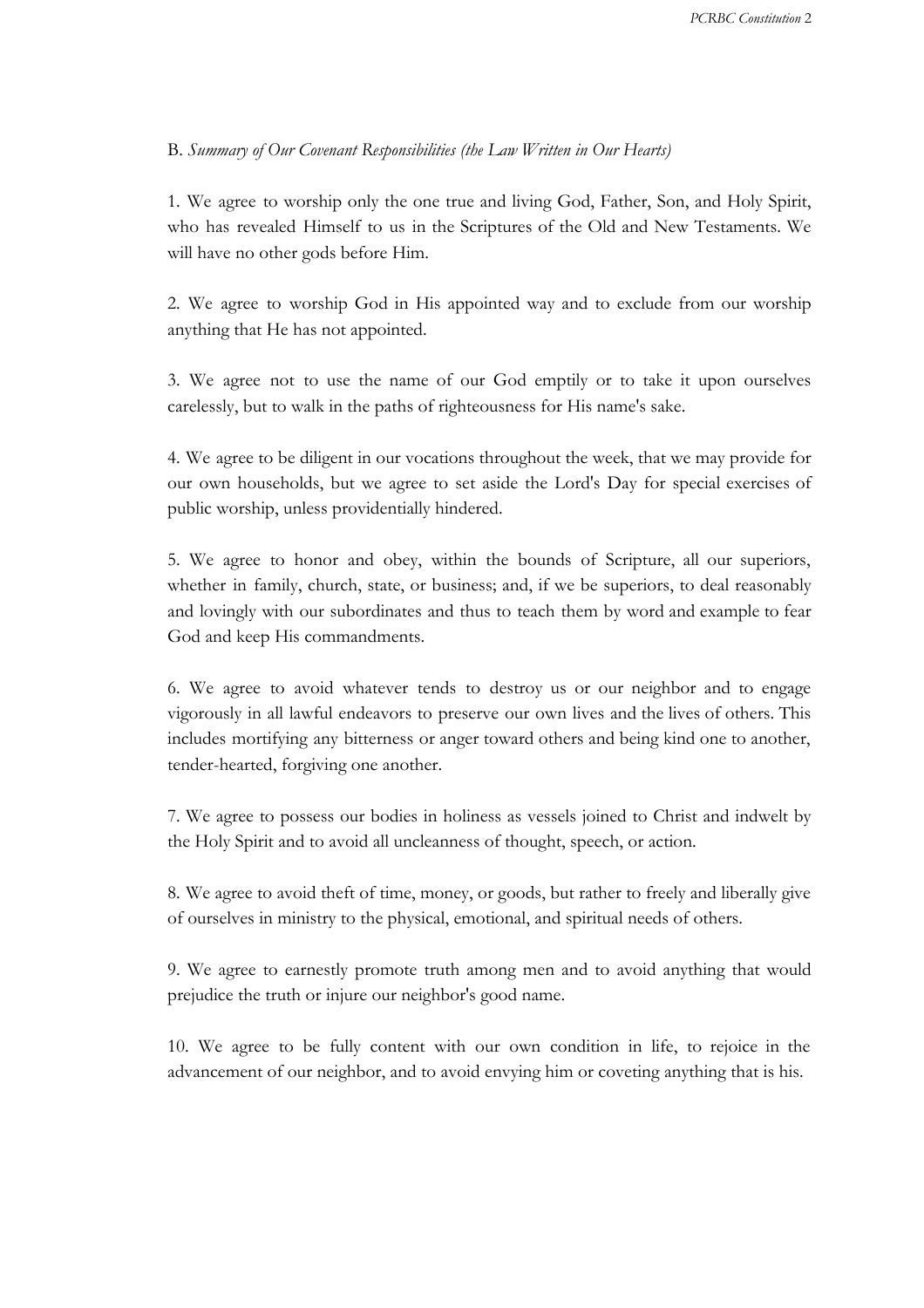B. *Summary of Our Covenant Responsibilities (the Law Written in Our Hearts)*

1. We agree to worship only the one true and living God, Father, Son, and Holy Spirit, who has revealed Himself to us in the Scriptures of the Old and New Testaments. We will have no other gods before Him.

2. We agree to worship God in His appointed way and to exclude from our worship anything that He has not appointed.

3. We agree not to use the name of our God emptily or to take it upon ourselves carelessly, but to walk in the paths of righteousness for His name's sake.

4. We agree to be diligent in our vocations throughout the week, that we may provide for our own households, but we agree to set aside the Lord's Day for special exercises of public worship, unless providentially hindered.

5. We agree to honor and obey, within the bounds of Scripture, all our superiors, whether in family, church, state, or business; and, if we be superiors, to deal reasonably and lovingly with our subordinates and thus to teach them by word and example to fear God and keep His commandments.

6. We agree to avoid whatever tends to destroy us or our neighbor and to engage vigorously in all lawful endeavors to preserve our own lives and the lives of others. This includes mortifying any bitterness or anger toward others and being kind one to another, tender-hearted, forgiving one another.

7. We agree to possess our bodies in holiness as vessels joined to Christ and indwelt by the Holy Spirit and to avoid all uncleanness of thought, speech, or action.

8. We agree to avoid theft of time, money, or goods, but rather to freely and liberally give of ourselves in ministry to the physical, emotional, and spiritual needs of others.

9. We agree to earnestly promote truth among men and to avoid anything that would prejudice the truth or injure our neighbor's good name.

10. We agree to be fully content with our own condition in life, to rejoice in the advancement of our neighbor, and to avoid envying him or coveting anything that is his.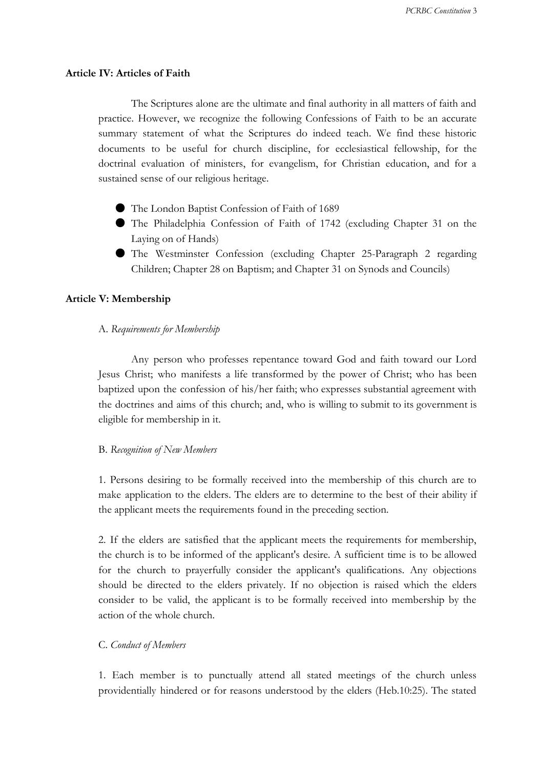## Article IV: Articles of Faith

The Scriptures alone are the ultimate and final authority in all matters of faith and practice. However, we recognize the following Confessions of Faith to be an accurate summary statement of what the Scriptures do indeed teach. We find these historic documents to be useful for church discipline, for ecclesiastical fellowship, for the doctrinal evaluation of ministers, for evangelism, for Christian education, and for a sustained sense of our religious heritage.

- The London Baptist Confession of Faith of 1689
- The Philadelphia Confession of Faith of 1742 (excluding Chapter 31 on the Laying on of Hands)
- The Westminster Confession (excluding Chapter 25-Paragraph 2 regarding Children; Chapter 28 on Baptism; and Chapter 31 on Synods and Councils)

## Article V: Membership

A. *Requirements for Membership*

Any person who professes repentance toward God and faith toward our Lord Jesus Christ; who manifests a life transformed by the power of Christ; who has been baptized upon the confession of his/her faith; who expresses substantial agreement with the doctrines and aims of this church; and, who is willing to submit to its government is eligible for membership in it.

B. *Recognition of New Members*

1. Persons desiring to be formally received into the membership of this church are to make application to the elders. The elders are to determine to the best of their ability if the applicant meets the requirements found in the preceding section.

2. If the elders are satisfied that the applicant meets the requirements for membership, the church is to be informed of the applicant's desire. A sufficient time is to be allowed for the church to prayerfully consider the applicant's qualifications. Any objections should be directed to the elders privately. If no objection is raised which the elders consider to be valid, the applicant is to be formally received into membership by the action of the whole church.

C. *Conduct of Members*

1. Each member is to punctually attend all stated meetings of the church unless providentially hindered or for reasons understood by the elders (Heb.10:25). The stated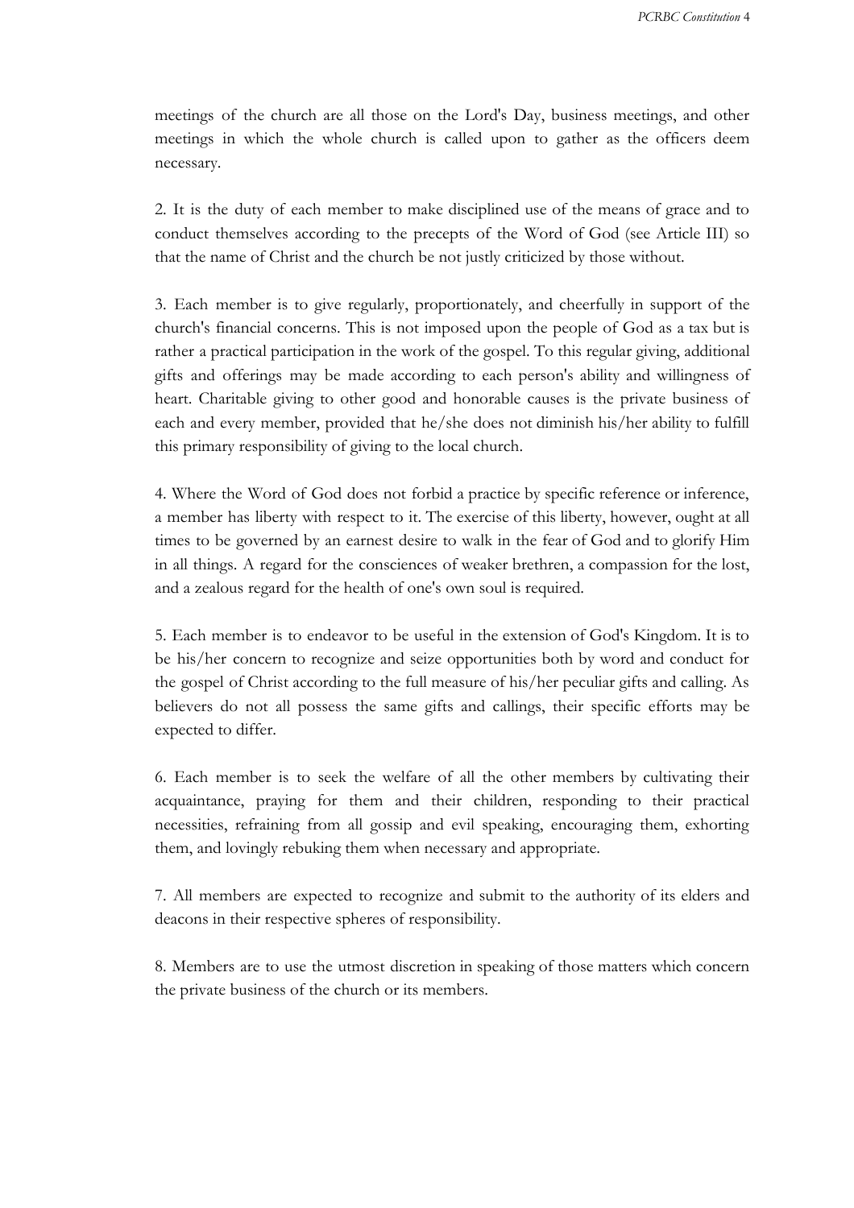meetings of the church are all those on the Lord's Day, business meetings, and other meetings in which the whole church is called upon to gather as the officers deem necessary.

2. It is the duty of each member to make disciplined use of the means of grace and to conduct themselves according to the precepts of the Word of God (see Article III) so that the name of Christ and the church be not justly criticized by those without.

3. Each member is to give regularly, proportionately, and cheerfully in support of the church's financial concerns. This is not imposed upon the people of God as a tax but is rather a practical participation in the work of the gospel. To this regular giving, additional gifts and offerings may be made according to each person's ability and willingness of heart. Charitable giving to other good and honorable causes is the private business of each and every member, provided that he/she does not diminish his/her ability to fulfill this primary responsibility of giving to the local church.

4. Where the Word of God does not forbid a practice by specific reference or inference, a member has liberty with respect to it. The exercise of this liberty, however, ought at all times to be governed by an earnest desire to walk in the fear of God and to glorify Him in all things. A regard for the consciences of weaker brethren, a compassion for the lost, and a zealous regard for the health of one's own soul is required.

5. Each member is to endeavor to be useful in the extension of God's Kingdom. It is to be his/her concern to recognize and seize opportunities both by word and conduct for the gospel of Christ according to the full measure of his/her peculiar gifts and calling. As believers do not all possess the same gifts and callings, their specific efforts may be expected to differ.

6. Each member is to seek the welfare of all the other members by cultivating their acquaintance, praying for them and their children, responding to their practical necessities, refraining from all gossip and evil speaking, encouraging them, exhorting them, and lovingly rebuking them when necessary and appropriate.

7. All members are expected to recognize and submit to the authority of its elders and deacons in their respective spheres of responsibility.

8. Members are to use the utmost discretion in speaking of those matters which concern the private business of the church or its members.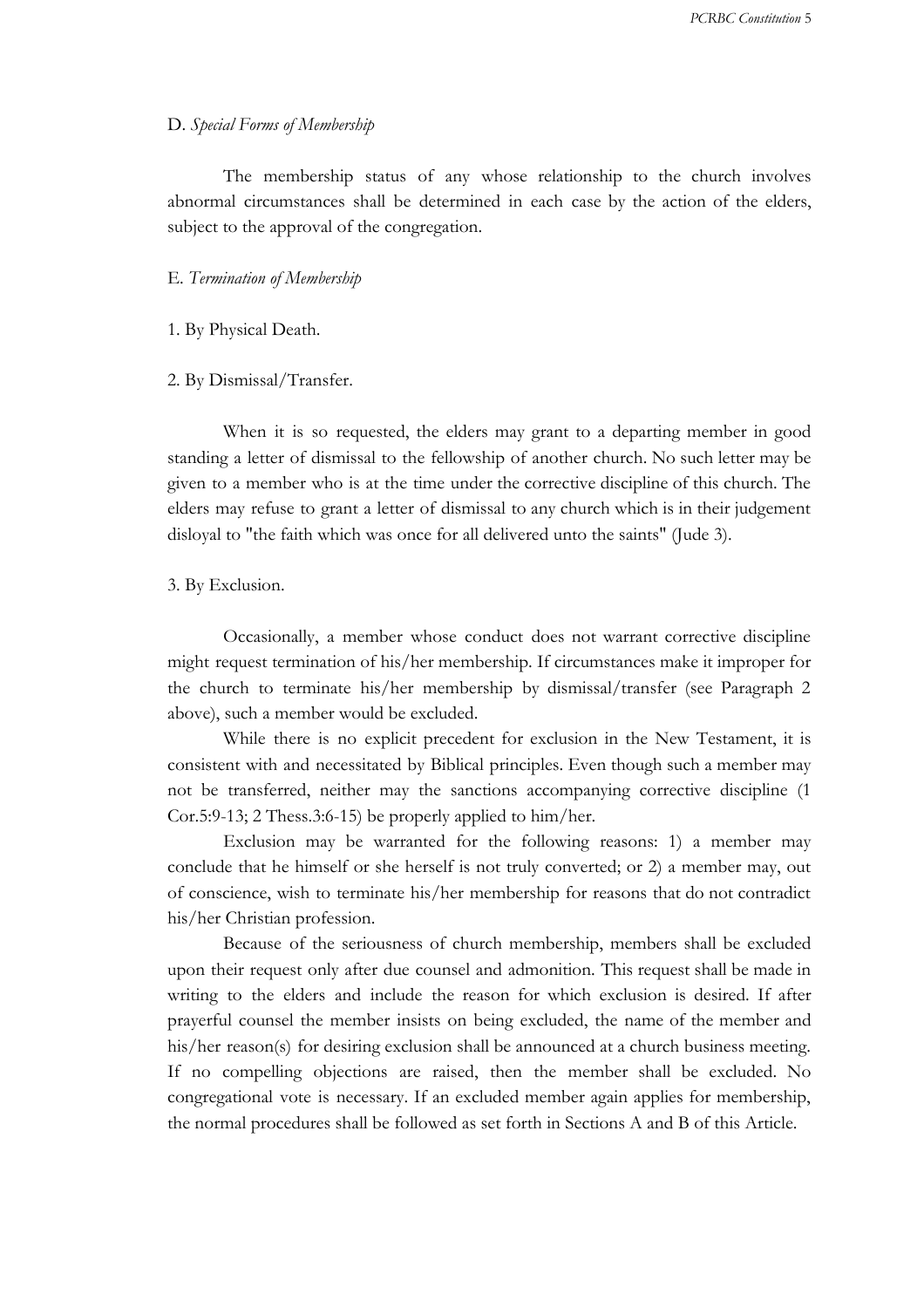D. *Special Forms of Membership*

The membership status of any whose relationship to the church involves abnormal circumstances shall be determined in each case by the action of the elders, subject to the approval of the congregation.

E. *Termination of Membership*

1. By Physical Death.

2. By Dismissal/Transfer.

When it is so requested, the elders may grant to a departing member in good standing a letter of dismissal to the fellowship of another church. No such letter may be given to a member who is at the time under the corrective discipline of this church. The elders may refuse to grant a letter of dismissal to any church which is in their judgement disloyal to "the faith which was once for all delivered unto the saints" (Jude 3).

3. By Exclusion.

Occasionally, a member whose conduct does not warrant corrective discipline might request termination of his/her membership. If circumstances make it improper for the church to terminate his/her membership by dismissal/transfer (see Paragraph 2 above), such a member would be excluded.

While there is no explicit precedent for exclusion in the New Testament, it is consistent with and necessitated by Biblical principles. Even though such a member may not be transferred, neither may the sanctions accompanying corrective discipline (1 Cor.5:9-13; 2 Thess.3:6-15) be properly applied to him/her.

Exclusion may be warranted for the following reasons: 1) a member may conclude that he himself or she herself is not truly converted; or 2) a member may, out of conscience, wish to terminate his/her membership for reasons that do not contradict his/her Christian profession.

Because of the seriousness of church membership, members shall be excluded upon their request only after due counsel and admonition. This request shall be made in writing to the elders and include the reason for which exclusion is desired. If after prayerful counsel the member insists on being excluded, the name of the member and his/her reason(s) for desiring exclusion shall be announced at a church business meeting. If no compelling objections are raised, then the member shall be excluded. No congregational vote is necessary. If an excluded member again applies for membership, the normal procedures shall be followed as set forth in Sections A and B of this Article.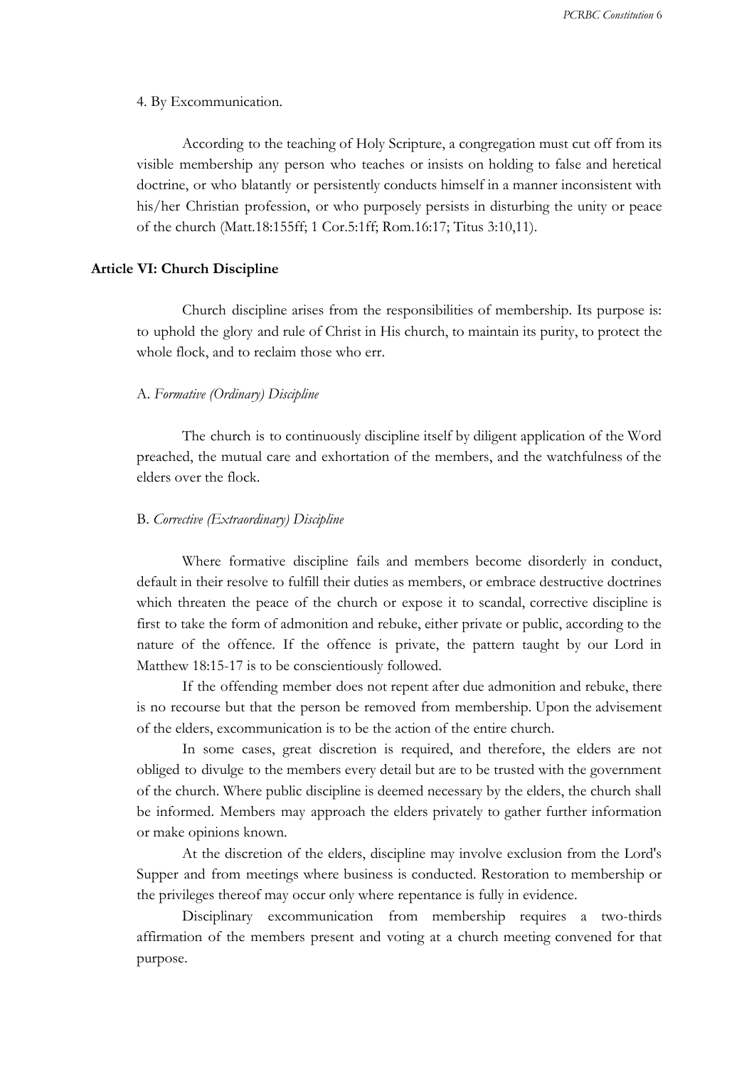4. By Excommunication.

According to the teaching of Holy Scripture, a congregation must cut off from its visible membership any person who teaches or insists on holding to false and heretical doctrine, or who blatantly or persistently conducts himself in a manner inconsistent with his/her Christian profession, or who purposely persists in disturbing the unity or peace of the church (Matt.18:155ff; 1 Cor.5:1ff; Rom.16:17; Titus 3:10,11).

## Article VI: Church Discipline

Church discipline arises from the responsibilities of membership. Its purpose is: to uphold the glory and rule of Christ in His church, to maintain its purity, to protect the whole flock, and to reclaim those who err.

A. *Formative (Ordinary) Discipline*

The church is to continuously discipline itself by diligent application of the Word preached, the mutual care and exhortation of the members, and the watchfulness of the elders over the flock.

B. *Corrective (Extraordinary) Discipline*

Where formative discipline fails and members become disorderly in conduct, default in their resolve to fulfill their duties as members, or embrace destructive doctrines which threaten the peace of the church or expose it to scandal, corrective discipline is first to take the form of admonition and rebuke, either private or public, according to the nature of the offence. If the offence is private, the pattern taught by our Lord in Matthew 18:15-17 is to be conscientiously followed.

If the offending member does not repent after due admonition and rebuke, there is no recourse but that the person be removed from membership. Upon the advisement of the elders, excommunication is to be the action of the entire church.

In some cases, great discretion is required, and therefore, the elders are not obliged to divulge to the members every detail but are to be trusted with the government of the church. Where public discipline is deemed necessary by the elders, the church shall be informed. Members may approach the elders privately to gather further information or make opinions known.

At the discretion of the elders, discipline may involve exclusion from the Lord's Supper and from meetings where business is conducted. Restoration to membership or the privileges thereof may occur only where repentance is fully in evidence.

Disciplinary excommunication from membership requires a two-thirds affirmation of the members present and voting at a church meeting convened for that purpose.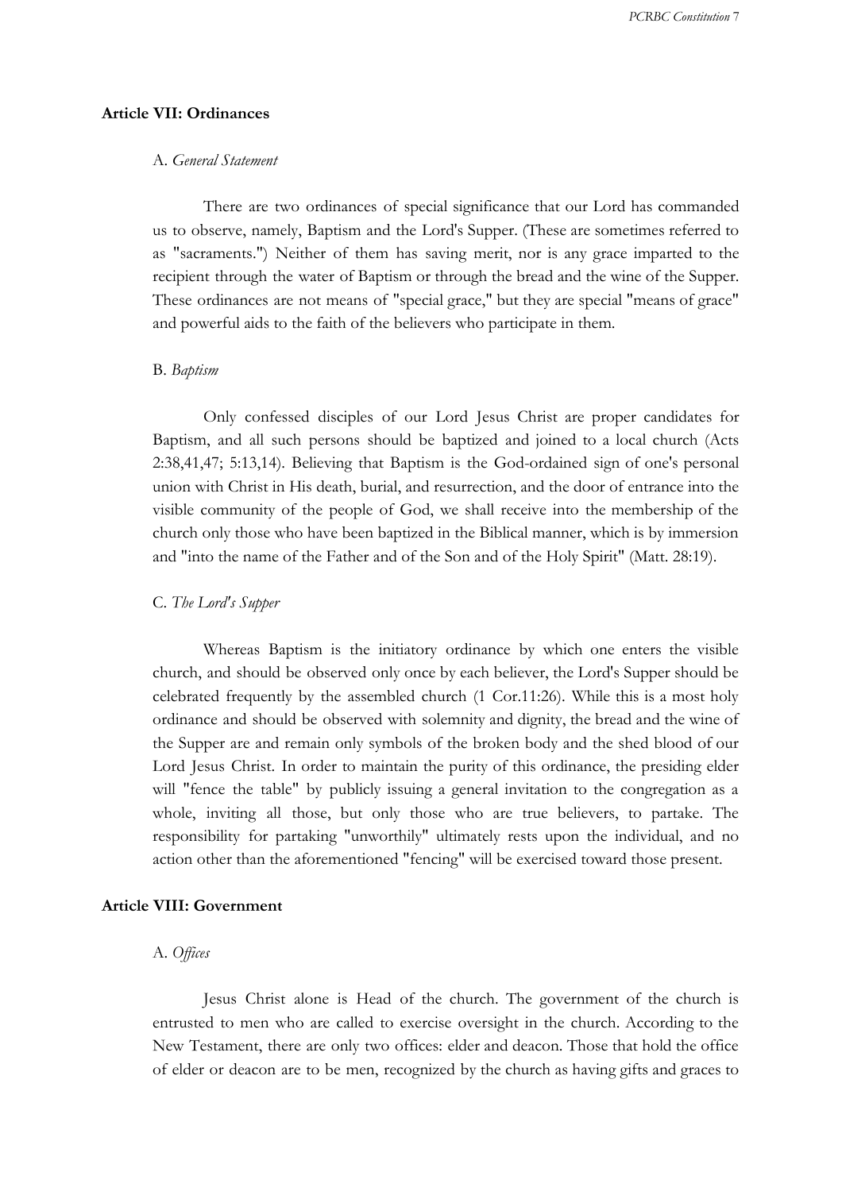## Article VII: Ordinances

### A. *General Statement*

There are two ordinances of special significance that our Lord has commanded us to observe, namely, Baptism and the Lord's Supper. (These are sometimes referred to as "sacraments.") Neither of them has saving merit, nor is any grace imparted to the recipient through the water of Baptism or through the bread and the wine of the Supper. These ordinances are not means of "special grace," but they are special "means of grace" and powerful aids to the faith of the believers who participate in them.

### B. *Baptism*

Only confessed disciples of our Lord Jesus Christ are proper candidates for Baptism, and all such persons should be baptized and joined to a local church (Acts 2:38,41,47; 5:13,14). Believing that Baptism is the God-ordained sign of one's personal union with Christ in His death, burial, and resurrection, and the door of entrance into the visible community of the people of God, we shall receive into the membership of the church only those who have been baptized in the Biblical manner, which is by immersion and "into the name of the Father and of the Son and of the Holy Spirit" (Matt. 28:19).

### C. *The Lord's Supper*

Whereas Baptism is the initiatory ordinance by which one enters the visible church, and should be observed only once by each believer, the Lord's Supper should be celebrated frequently by the assembled church (1 Cor.11:26). While this is a most holy ordinance and should be observed with solemnity and dignity, the bread and the wine of the Supper are and remain only symbols of the broken body and the shed blood of our Lord Jesus Christ. In order to maintain the purity of this ordinance, the presiding elder will "fence the table" by publicly issuing a general invitation to the congregation as a whole, inviting all those, but only those who are true believers, to partake. The responsibility for partaking "unworthily" ultimately rests upon the individual, and no action other than the aforementioned "fencing" will be exercised toward those present.

## Article VIII: Government

### A. *Offices*

Jesus Christ alone is Head of the church. The government of the church is entrusted to men who are called to exercise oversight in the church. According to the New Testament, there are only two offices: elder and deacon. Those that hold the office of elder or deacon are to be men, recognized by the church as having gifts and graces to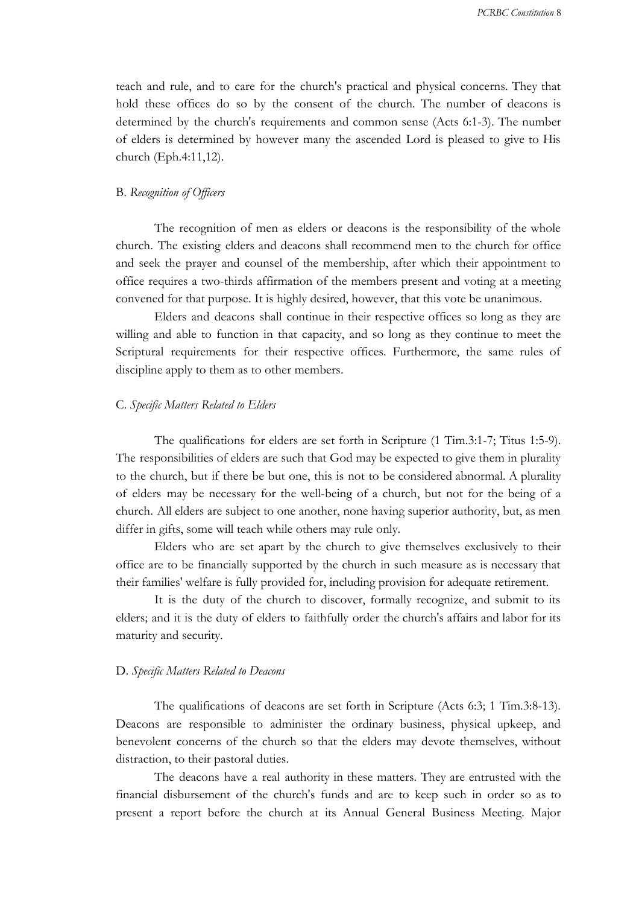teach and rule, and to care for the church's practical and physical concerns. They that hold these offices do so by the consent of the church. The number of deacons is determined by the church's requirements and common sense (Acts 6:1-3). The number of elders is determined by however many the ascended Lord is pleased to give to His church (Eph.4:11,12).

### B. *Recognition of Officers*

The recognition of men as elders or deacons is the responsibility of the whole church. The existing elders and deacons shall recommend men to the church for office and seek the prayer and counsel of the membership, after which their appointment to office requires a two-thirds affirmation of the members present and voting at a meeting convened for that purpose. It is highly desired, however, that this vote be unanimous.

Elders and deacons shall continue in their respective offices so long as they are willing and able to function in that capacity, and so long as they continue to meet the Scriptural requirements for their respective offices. Furthermore, the same rules of discipline apply to them as to other members.

### C. *Specific Matters Related to Elders*

The qualifications for elders are set forth in Scripture (1 Tim.3:1-7; Titus 1:5-9). The responsibilities of elders are such that God may be expected to give them in plurality to the church, but if there be but one, this is not to be considered abnormal. A plurality of elders may be necessary for the well-being of a church, but not for the being of a church. All elders are subject to one another, none having superior authority, but, as men differ in gifts, some will teach while others may rule only.

Elders who are set apart by the church to give themselves exclusively to their office are to be financially supported by the church in such measure as is necessary that their families' welfare is fully provided for, including provision for adequate retirement.

It is the duty of the church to discover, formally recognize, and submit to its elders; and it is the duty of elders to faithfully order the church's affairs and labor for its maturity and security.

### D. *Specific Matters Related to Deacons*

The qualifications of deacons are set forth in Scripture (Acts 6:3; 1 Tim.3:8-13). Deacons are responsible to administer the ordinary business, physical upkeep, and benevolent concerns of the church so that the elders may devote themselves, without distraction, to their pastoral duties.

The deacons have a real authority in these matters. They are entrusted with the financial disbursement of the church's funds and are to keep such in order so as to present a report before the church at its Annual General Business Meeting. Major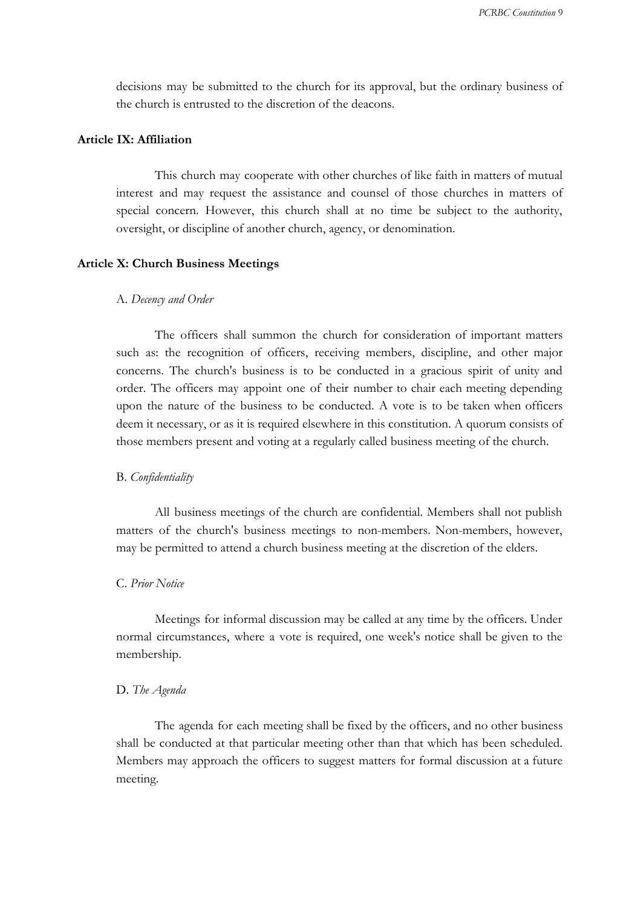decisions may be submitted to the church for its approval, but the ordinary business of the church is entrusted to the discretion of the deacons.

### Article IX: Affiliation

This church may cooperate with other churches of like faith in matters of mutual interest and may request the assistance and counsel of those churches in matters of special concern. However, this church shall at no time be subject to the authority, oversight, or discipline of another church, agency, or denomination.

### Article X: Church Business Meetings

A. *Decency and Order*

The officers shall summon the church for consideration of important matters such as: the recognition of officers, receiving members, discipline, and other major concerns. The church's business is to be conducted in a gracious spirit of unity and order. The officers may appoint one of their number to chair each meeting depending upon the nature of the business to be conducted. A vote is to be taken when officers deem it necessary, or as it is required elsewhere in this constitution. A quorum consists of those members present and voting at a regularly called business meeting of the church.

B. *Confidentiality*

All business meetings of the church are confidential. Members shall not publish matters of the church's business meetings to non-members. Non-members, however, may be permitted to attend a church business meeting at the discretion of the elders.

C. *Prior Notice*

Meetings for informal discussion may be called at any time by the officers. Under normal circumstances, where a vote is required, one week's notice shall be given to the membership.

D. *The Agenda*

The agenda for each meeting shall be fixed by the officers, and no other business shall be conducted at that particular meeting other than that which has been scheduled. Members may approach the officers to suggest matters for formal discussion at a future meeting.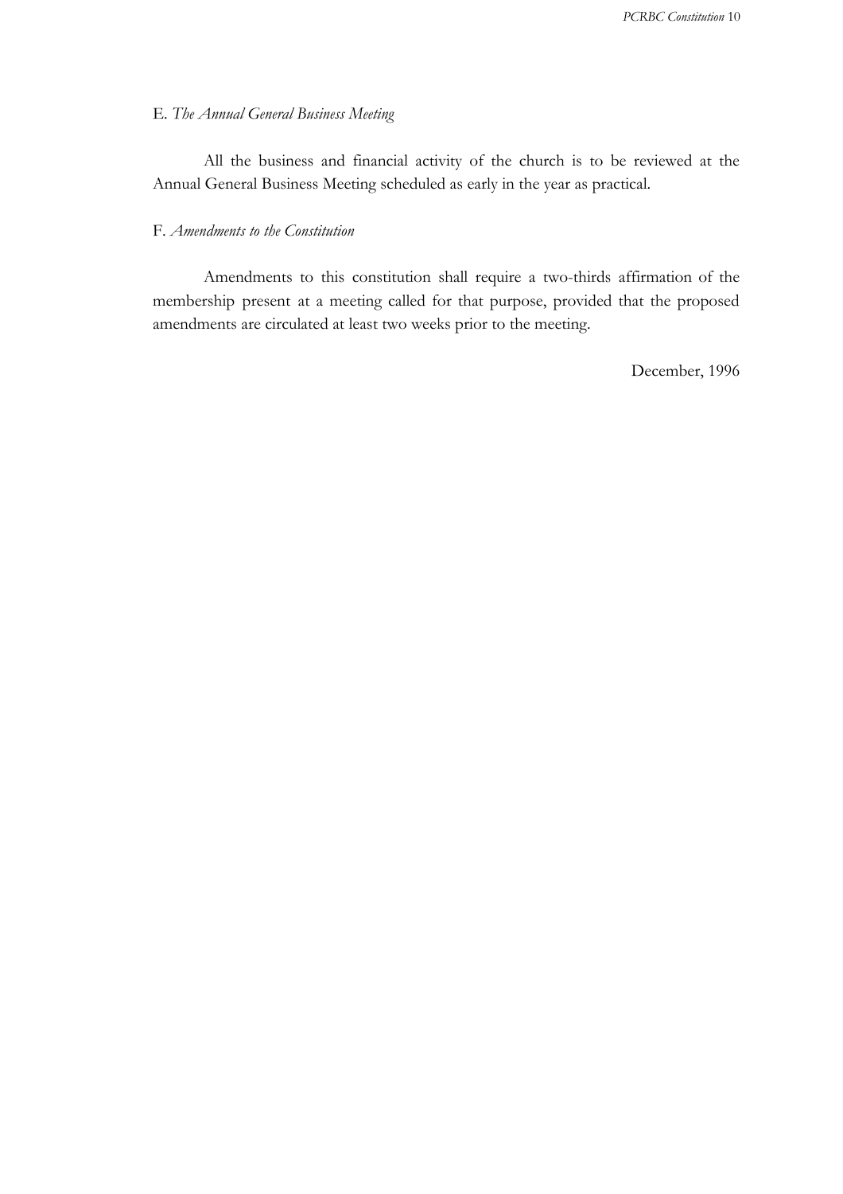E. *The Annual General Business Meeting*

All the business and financial activity of the church is to be reviewed at the Annual General Business Meeting scheduled as early in the year as practical.

F. *Amendments to the Constitution*

Amendments to this constitution shall require a two-thirds affirmation of the membership present at a meeting called for that purpose, provided that the proposed amendments are circulated at least two weeks prior to the meeting.

December, 1996